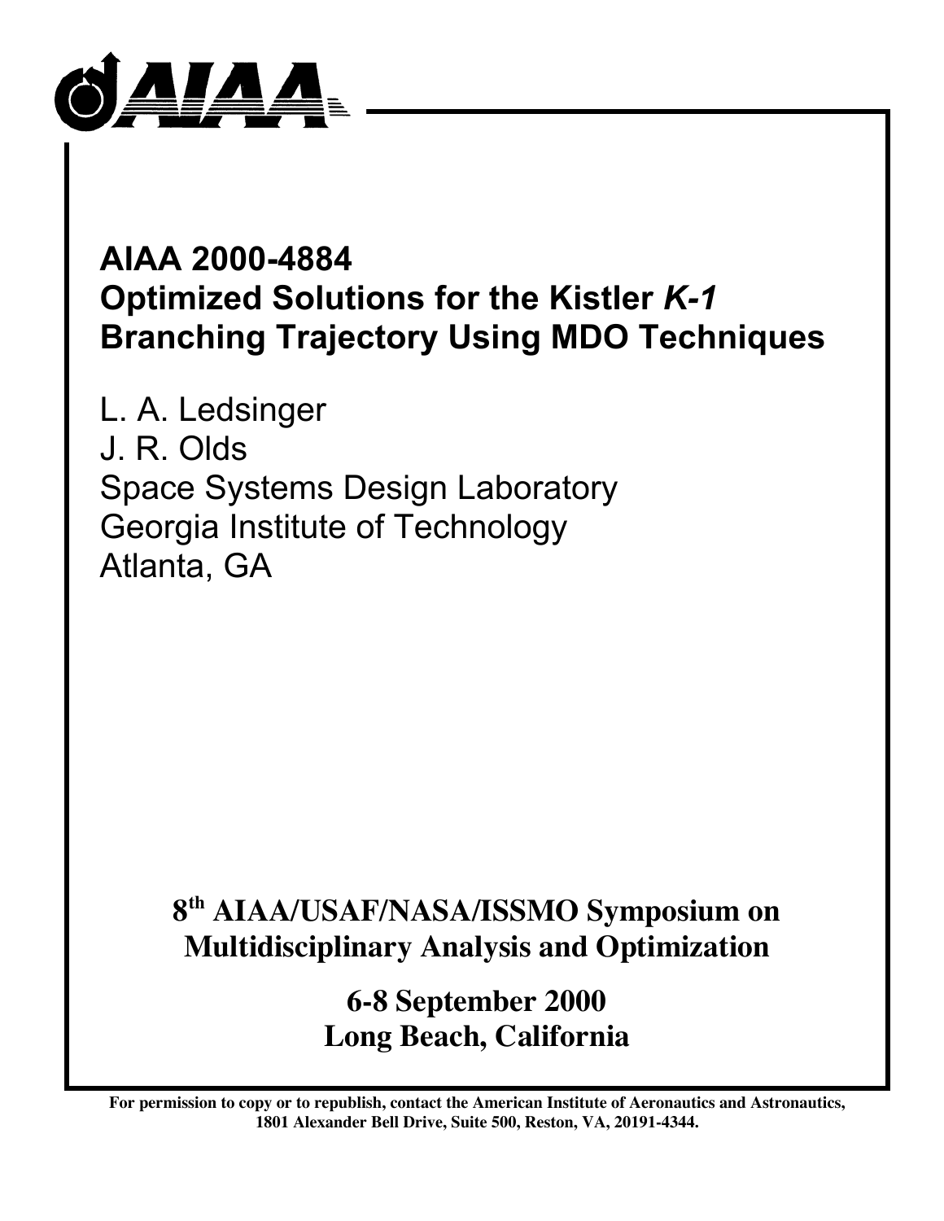# AIAA 2000-4884
# Optimized Solutions for the Kistler *K-1* Branching Trajectory Using MDO Techniques

L. A. Ledsinger
J. R. Olds
Space Systems Design Laboratory
Georgia Institute of Technology
Atlanta, GA

**8th AIAA/USAF/NASA/ISSMO Symposium on Multidisciplinary Analysis and Optimization**

**6-8 September 2000**
**Long Beach, California**

**For permission to copy or to republish, contact the American Institute of Aeronautics and Astronautics, 1801 Alexander Bell Drive, Suite 500, Reston, VA, 20191-4344.**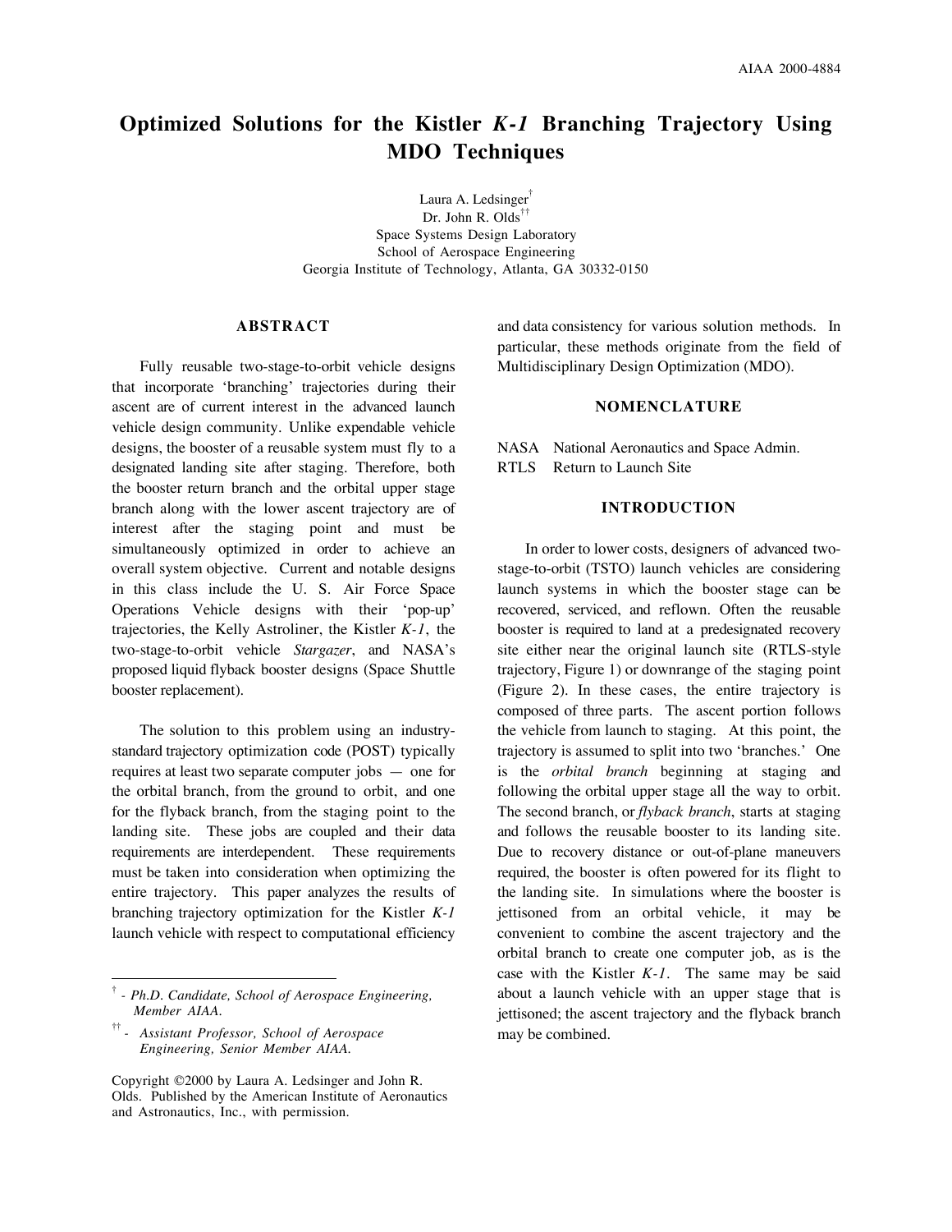# Optimized Solutions for the Kistler *K-1* Branching Trajectory Using MDO Techniques

Laura A. Ledsinger[†]
Dr. John R. Olds[††]
Space Systems Design Laboratory
School of Aerospace Engineering
Georgia Institute of Technology, Atlanta, GA 30332-0150

## ABSTRACT

Fully reusable two-stage-to-orbit vehicle designs that incorporate 'branching' trajectories during their ascent are of current interest in the advanced launch vehicle design community. Unlike expendable vehicle designs, the booster of a reusable system must fly to a designated landing site after staging. Therefore, both the booster return branch and the orbital upper stage branch along with the lower ascent trajectory are of interest after the staging point and must be simultaneously optimized in order to achieve an overall system objective. Current and notable designs in this class include the U. S. Air Force Space Operations Vehicle designs with their 'pop-up' trajectories, the Kelly Astroliner, the Kistler *K-1*, the two-stage-to-orbit vehicle *Stargazer*, and NASA's proposed liquid flyback booster designs (Space Shuttle booster replacement).

The solution to this problem using an industry-standard trajectory optimization code (POST) typically requires at least two separate computer jobs — one for the orbital branch, from the ground to orbit, and one for the flyback branch, from the staging point to the landing site. These jobs are coupled and their data requirements are interdependent. These requirements must be taken into consideration when optimizing the entire trajectory. This paper analyzes the results of branching trajectory optimization for the Kistler *K-1* launch vehicle with respect to computational efficiency and data consistency for various solution methods. In particular, these methods originate from the field of Multidisciplinary Design Optimization (MDO).

## NOMENCLATURE

NASA National Aeronautics and Space Admin.
RTLS Return to Launch Site

## INTRODUCTION

In order to lower costs, designers of advanced two-stage-to-orbit (TSTO) launch vehicles are considering launch systems in which the booster stage can be recovered, serviced, and reflown. Often the reusable booster is required to land at a predesignated recovery site either near the original launch site (RTLS-style trajectory, Figure 1) or downrange of the staging point (Figure 2). In these cases, the entire trajectory is composed of three parts. The ascent portion follows the vehicle from launch to staging. At this point, the trajectory is assumed to split into two 'branches.' One is the *orbital branch* beginning at staging and following the orbital upper stage all the way to orbit. The second branch, or *flyback branch*, starts at staging and follows the reusable booster to its landing site. Due to recovery distance or out-of-plane maneuvers required, the booster is often powered for its flight to the landing site. In simulations where the booster is jettisoned from an orbital vehicle, it may be convenient to combine the ascent trajectory and the orbital branch to create one computer job, as is the case with the Kistler *K-1*. The same may be said about a launch vehicle with an upper stage that is jettisoned; the ascent trajectory and the flyback branch may be combined.

---

[†] - *Ph.D. Candidate, School of Aerospace Engineering, Member AIAA.*

[††] - *Assistant Professor, School of Aerospace Engineering, Senior Member AIAA.*

Copyright ©2000 by Laura A. Ledsinger and John R. Olds. Published by the American Institute of Aeronautics and Astronautics, Inc., with permission.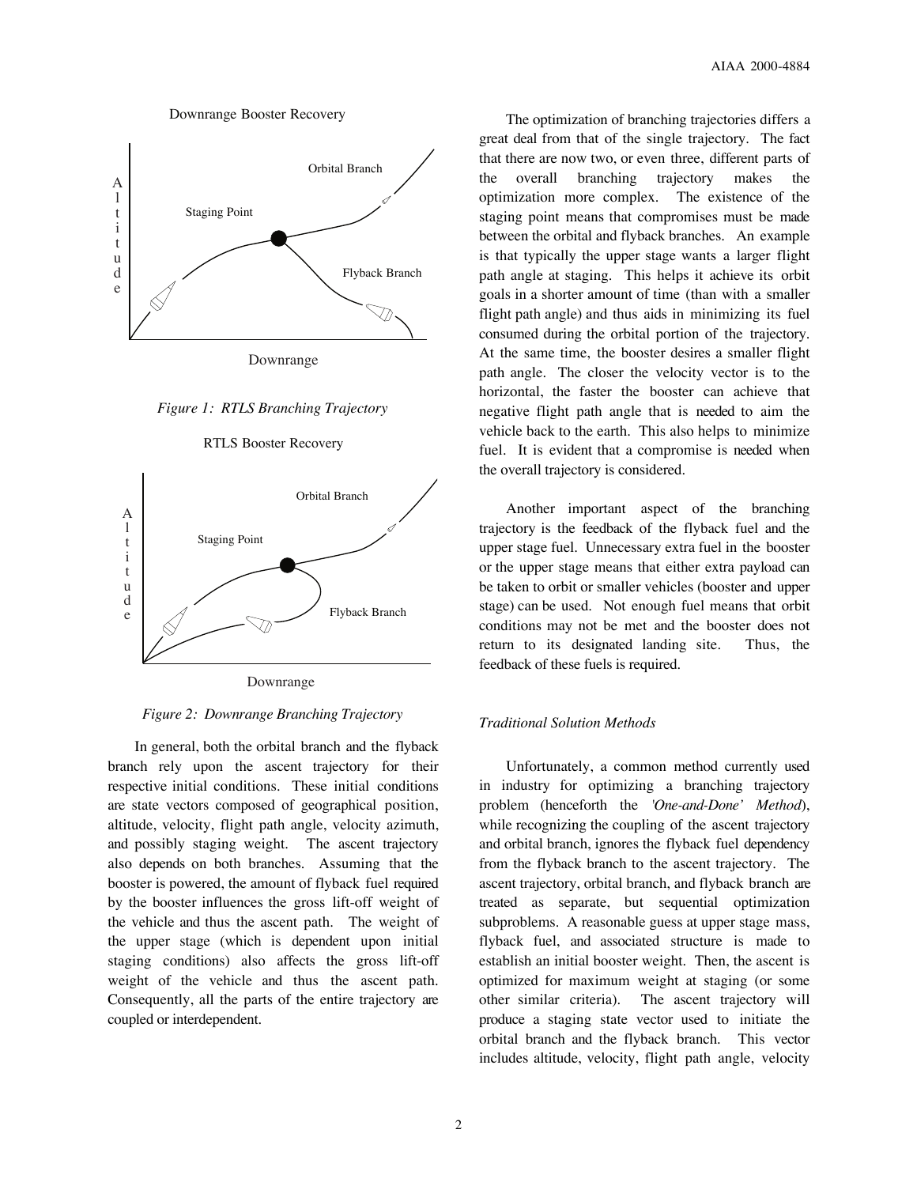Downrange Booster Recovery

Figure 1: RTLS Branching Trajectory

RTLS Booster Recovery

Figure 2: Downrange Branching Trajectory

In general, both the orbital branch and the flyback branch rely upon the ascent trajectory for their respective initial conditions. These initial conditions are state vectors composed of geographical position, altitude, velocity, flight path angle, velocity azimuth, and possibly staging weight. The ascent trajectory also depends on both branches. Assuming that the booster is powered, the amount of flyback fuel required by the booster influences the gross lift-off weight of the vehicle and thus the ascent path. The weight of the upper stage (which is dependent upon initial staging conditions) also affects the gross lift-off weight of the vehicle and thus the ascent path. Consequently, all the parts of the entire trajectory are coupled or interdependent.

The optimization of branching trajectories differs a great deal from that of the single trajectory. The fact that there are now two, or even three, different parts of the overall branching trajectory makes the optimization more complex. The existence of the staging point means that compromises must be made between the orbital and flyback branches. An example is that typically the upper stage wants a larger flight path angle at staging. This helps it achieve its orbit goals in a shorter amount of time (than with a smaller flight path angle) and thus aids in minimizing its fuel consumed during the orbital portion of the trajectory. At the same time, the booster desires a smaller flight path angle. The closer the velocity vector is to the horizontal, the faster the booster can achieve that negative flight path angle that is needed to aim the vehicle back to the earth. This also helps to minimize fuel. It is evident that a compromise is needed when the overall trajectory is considered.

Another important aspect of the branching trajectory is the feedback of the flyback fuel and the upper stage fuel. Unnecessary extra fuel in the booster or the upper stage means that either extra payload can be taken to orbit or smaller vehicles (booster and upper stage) can be used. Not enough fuel means that orbit conditions may not be met and the booster does not return to its designated landing site. Thus, the feedback of these fuels is required.

### *Traditional Solution Methods*

Unfortunately, a common method currently used in industry for optimizing a branching trajectory problem (henceforth the *'One-and-Done' Method*), while recognizing the coupling of the ascent trajectory and orbital branch, ignores the flyback fuel dependency from the flyback branch to the ascent trajectory. The ascent trajectory, orbital branch, and flyback branch are treated as separate, but sequential optimization subproblems. A reasonable guess at upper stage mass, flyback fuel, and associated structure is made to establish an initial booster weight. Then, the ascent is optimized for maximum weight at staging (or some other similar criteria). The ascent trajectory will produce a staging state vector used to initiate the orbital branch and the flyback branch. This vector includes altitude, velocity, flight path angle, velocity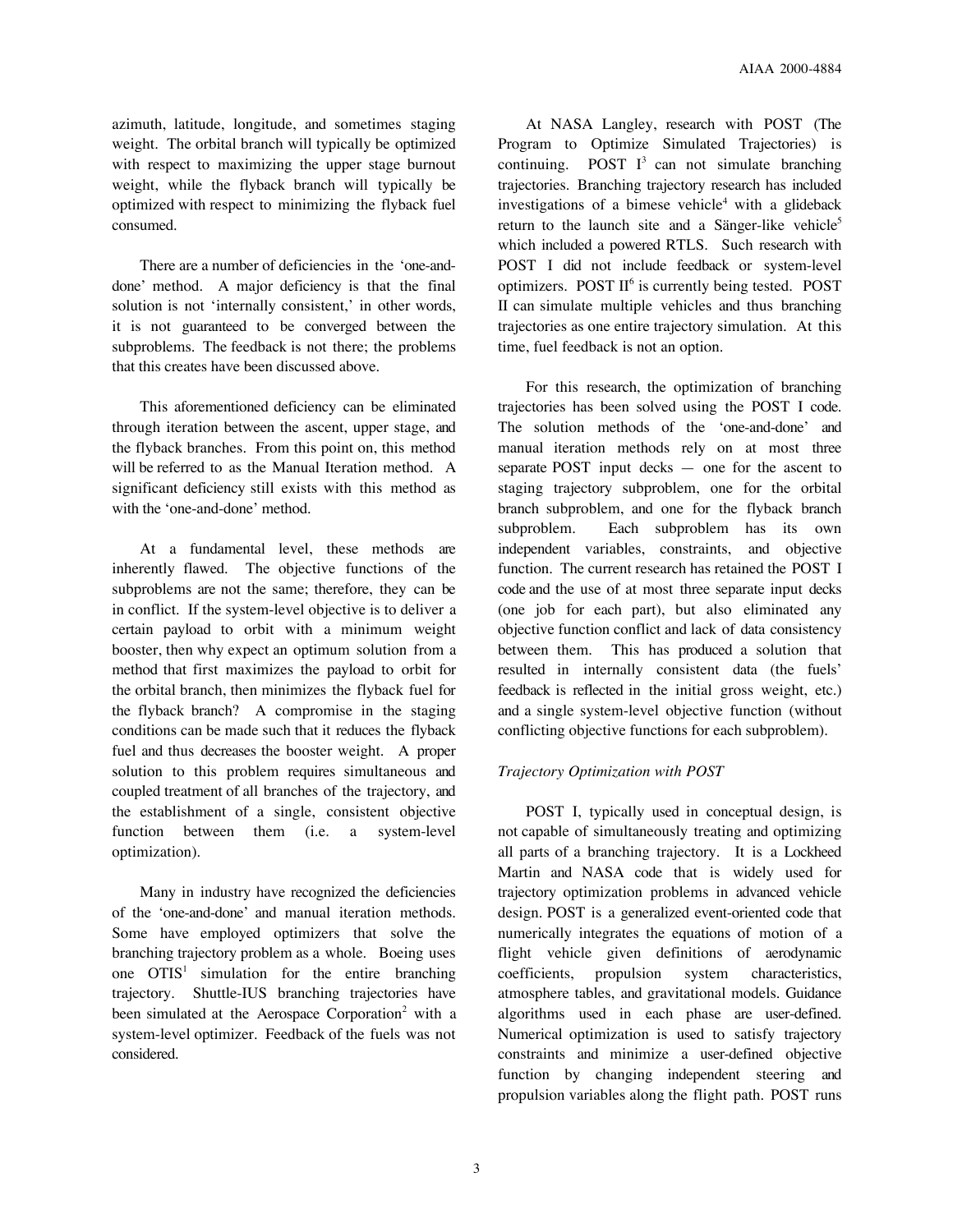azimuth, latitude, longitude, and sometimes staging weight. The orbital branch will typically be optimized with respect to maximizing the upper stage burnout weight, while the flyback branch will typically be optimized with respect to minimizing the flyback fuel consumed.

There are a number of deficiencies in the 'one-and-done' method. A major deficiency is that the final solution is not 'internally consistent,' in other words, it is not guaranteed to be converged between the subproblems. The feedback is not there; the problems that this creates have been discussed above.

This aforementioned deficiency can be eliminated through iteration between the ascent, upper stage, and the flyback branches. From this point on, this method will be referred to as the Manual Iteration method. A significant deficiency still exists with this method as with the 'one-and-done' method.

At a fundamental level, these methods are inherently flawed. The objective functions of the subproblems are not the same; therefore, they can be in conflict. If the system-level objective is to deliver a certain payload to orbit with a minimum weight booster, then why expect an optimum solution from a method that first maximizes the payload to orbit for the orbital branch, then minimizes the flyback fuel for the flyback branch? A compromise in the staging conditions can be made such that it reduces the flyback fuel and thus decreases the booster weight. A proper solution to this problem requires simultaneous and coupled treatment of all branches of the trajectory, and the establishment of a single, consistent objective function between them (i.e. a system-level optimization).

Many in industry have recognized the deficiencies of the 'one-and-done' and manual iteration methods. Some have employed optimizers that solve the branching trajectory problem as a whole. Boeing uses one OTIS[1] simulation for the entire branching trajectory. Shuttle-IUS branching trajectories have been simulated at the Aerospace Corporation[2] with a system-level optimizer. Feedback of the fuels was not considered.

At NASA Langley, research with POST (The Program to Optimize Simulated Trajectories) is continuing. POST I[3] can not simulate branching trajectories. Branching trajectory research has included investigations of a bimese vehicle[4] with a glideback return to the launch site and a Sänger-like vehicle[5] which included a powered RTLS. Such research with POST I did not include feedback or system-level optimizers. POST II[6] is currently being tested. POST II can simulate multiple vehicles and thus branching trajectories as one entire trajectory simulation. At this time, fuel feedback is not an option.

For this research, the optimization of branching trajectories has been solved using the POST I code. The solution methods of the 'one-and-done' and manual iteration methods rely on at most three separate POST input decks — one for the ascent to staging trajectory subproblem, one for the orbital branch subproblem, and one for the flyback branch subproblem. Each subproblem has its own independent variables, constraints, and objective function. The current research has retained the POST I code and the use of at most three separate input decks (one job for each part), but also eliminated any objective function conflict and lack of data consistency between them. This has produced a solution that resulted in internally consistent data (the fuels' feedback is reflected in the initial gross weight, etc.) and a single system-level objective function (without conflicting objective functions for each subproblem).

*Trajectory Optimization with POST*

POST I, typically used in conceptual design, is not capable of simultaneously treating and optimizing all parts of a branching trajectory. It is a Lockheed Martin and NASA code that is widely used for trajectory optimization problems in advanced vehicle design. POST is a generalized event-oriented code that numerically integrates the equations of motion of a flight vehicle given definitions of aerodynamic coefficients, propulsion system characteristics, atmosphere tables, and gravitational models. Guidance algorithms used in each phase are user-defined. Numerical optimization is used to satisfy trajectory constraints and minimize a user-defined objective function by changing independent steering and propulsion variables along the flight path. POST runs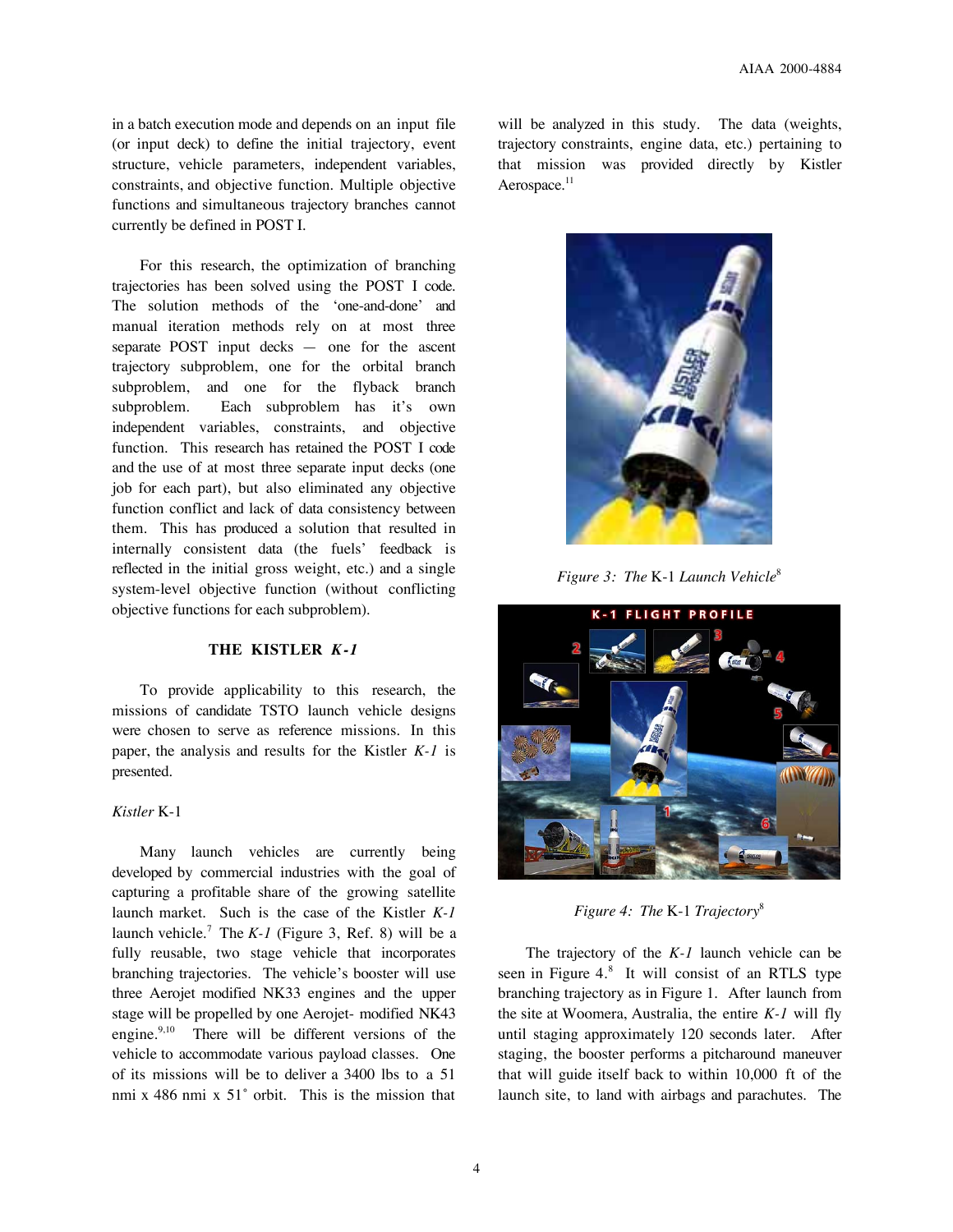in a batch execution mode and depends on an input file (or input deck) to define the initial trajectory, event structure, vehicle parameters, independent variables, constraints, and objective function. Multiple objective functions and simultaneous trajectory branches cannot currently be defined in POST I.

For this research, the optimization of branching trajectories has been solved using the POST I code. The solution methods of the 'one-and-done' and manual iteration methods rely on at most three separate POST input decks — one for the ascent trajectory subproblem, one for the orbital branch subproblem, and one for the flyback branch subproblem. Each subproblem has it's own independent variables, constraints, and objective function. This research has retained the POST I code and the use of at most three separate input decks (one job for each part), but also eliminated any objective function conflict and lack of data consistency between them. This has produced a solution that resulted in internally consistent data (the fuels' feedback is reflected in the initial gross weight, etc.) and a single system-level objective function (without conflicting objective functions for each subproblem).

## THE KISTLER *K-1*

To provide applicability to this research, the missions of candidate TSTO launch vehicle designs were chosen to serve as reference missions. In this paper, the analysis and results for the Kistler *K-1* is presented.

### *Kistler* K-1

Many launch vehicles are currently being developed by commercial industries with the goal of capturing a profitable share of the growing satellite launch market. Such is the case of the Kistler *K-1* launch vehicle.[7] The *K-1* (Figure 3, Ref. 8) will be a fully reusable, two stage vehicle that incorporates branching trajectories. The vehicle's booster will use three Aerojet modified NK33 engines and the upper stage will be propelled by one Aerojet- modified NK43 engine.[9,10] There will be different versions of the vehicle to accommodate various payload classes. One of its missions will be to deliver a 3400 lbs to a 51 nmi x 486 nmi x 51˚ orbit. This is the mission that will be analyzed in this study. The data (weights, trajectory constraints, engine data, etc.) pertaining to that mission was provided directly by Kistler Aerospace.[11]

*Figure 3: The* K-1 *Launch Vehicle*[8]

*Figure 4: The* K-1 *Trajectory*[8]

The trajectory of the *K-1* launch vehicle can be seen in Figure 4.[8] It will consist of an RTLS type branching trajectory as in Figure 1. After launch from the site at Woomera, Australia, the entire *K-1* will fly until staging approximately 120 seconds later. After staging, the booster performs a pitcharound maneuver that will guide itself back to within 10,000 ft of the launch site, to land with airbags and parachutes. The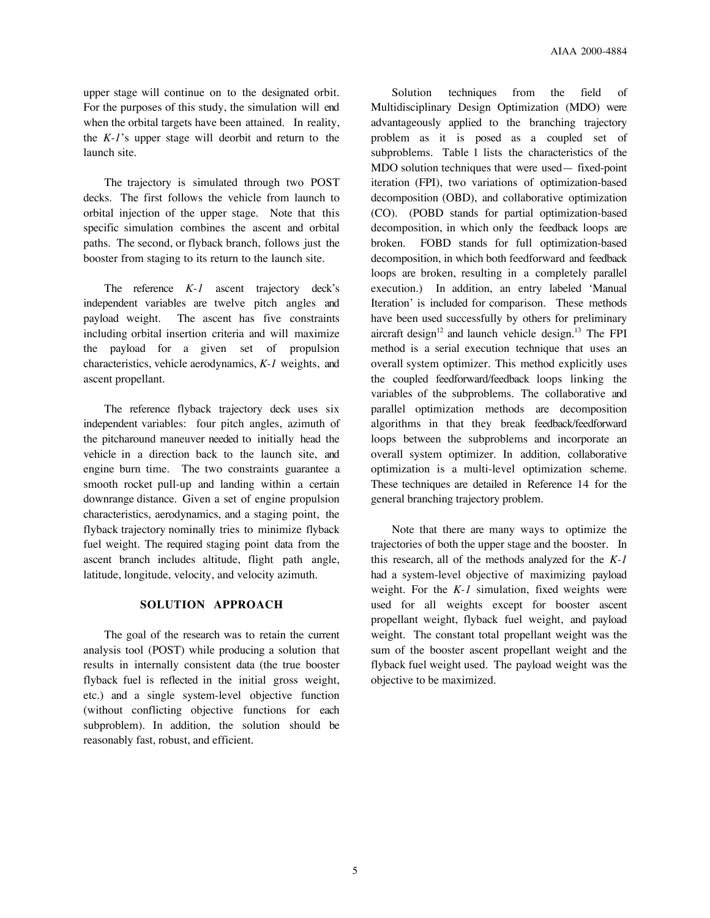upper stage will continue on to the designated orbit. For the purposes of this study, the simulation will end when the orbital targets have been attained. In reality, the *K-1*'s upper stage will deorbit and return to the launch site.

The trajectory is simulated through two POST decks. The first follows the vehicle from launch to orbital injection of the upper stage. Note that this specific simulation combines the ascent and orbital paths. The second, or flyback branch, follows just the booster from staging to its return to the launch site.

The reference *K-1* ascent trajectory deck's independent variables are twelve pitch angles and payload weight. The ascent has five constraints including orbital insertion criteria and will maximize the payload for a given set of propulsion characteristics, vehicle aerodynamics, *K-1* weights, and ascent propellant.

The reference flyback trajectory deck uses six independent variables: four pitch angles, azimuth of the pitcharound maneuver needed to initially head the vehicle in a direction back to the launch site, and engine burn time. The two constraints guarantee a smooth rocket pull-up and landing within a certain downrange distance. Given a set of engine propulsion characteristics, aerodynamics, and a staging point, the flyback trajectory nominally tries to minimize flyback fuel weight. The required staging point data from the ascent branch includes altitude, flight path angle, latitude, longitude, velocity, and velocity azimuth.

## SOLUTION APPROACH

The goal of the research was to retain the current analysis tool (POST) while producing a solution that results in internally consistent data (the true booster flyback fuel is reflected in the initial gross weight, etc.) and a single system-level objective function (without conflicting objective functions for each subproblem). In addition, the solution should be reasonably fast, robust, and efficient.

Solution techniques from the field of Multidisciplinary Design Optimization (MDO) were advantageously applied to the branching trajectory problem as it is posed as a coupled set of subproblems. Table 1 lists the characteristics of the MDO solution techniques that were used— fixed-point iteration (FPI), two variations of optimization-based decomposition (OBD), and collaborative optimization (CO). (POBD stands for partial optimization-based decomposition, in which only the feedback loops are broken. FOBD stands for full optimization-based decomposition, in which both feedforward and feedback loops are broken, resulting in a completely parallel execution.) In addition, an entry labeled 'Manual Iteration' is included for comparison. These methods have been used successfully by others for preliminary aircraft design[12] and launch vehicle design.[13] The FPI method is a serial execution technique that uses an overall system optimizer. This method explicitly uses the coupled feedforward/feedback loops linking the variables of the subproblems. The collaborative and parallel optimization methods are decomposition algorithms in that they break feedback/feedforward loops between the subproblems and incorporate an overall system optimizer. In addition, collaborative optimization is a multi-level optimization scheme. These techniques are detailed in Reference 14 for the general branching trajectory problem.

Note that there are many ways to optimize the trajectories of both the upper stage and the booster. In this research, all of the methods analyzed for the *K-1* had a system-level objective of maximizing payload weight. For the *K-1* simulation, fixed weights were used for all weights except for booster ascent propellant weight, flyback fuel weight, and payload weight. The constant total propellant weight was the sum of the booster ascent propellant weight and the flyback fuel weight used. The payload weight was the objective to be maximized.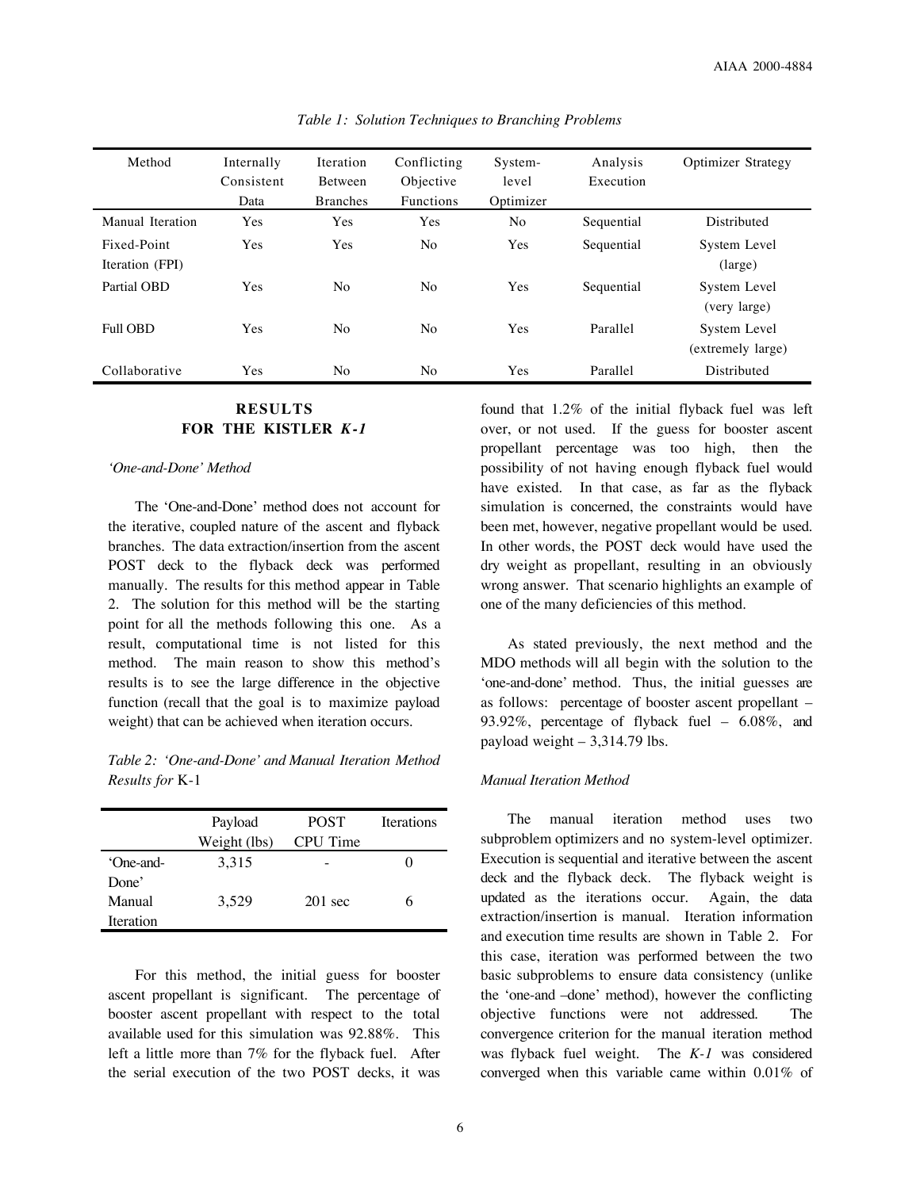*Table 1: Solution Techniques to Branching Problems*

| Method | Internally Consistent Data | Iteration Between Branches | Conflicting Objective Functions | System-level Optimizer | Analysis Execution | Optimizer Strategy |
|---|---|---|---|---|---|---|
| Manual Iteration | Yes | Yes | Yes | No | Sequential | Distributed |
| Fixed-Point Iteration (FPI) | Yes | Yes | No | Yes | Sequential | System Level (large) |
| Partial OBD | Yes | No | No | Yes | Sequential | System Level (very large) |
| Full OBD | Yes | No | No | Yes | Parallel | System Level (extremely large) |
| Collaborative | Yes | No | No | Yes | Parallel | Distributed |

## RESULTS FOR THE KISTLER *K-1*

### *'One-and-Done' Method*

The 'One-and-Done' method does not account for the iterative, coupled nature of the ascent and flyback branches. The data extraction/insertion from the ascent POST deck to the flyback deck was performed manually. The results for this method appear in Table 2. The solution for this method will be the starting point for all the methods following this one. As a result, computational time is not listed for this method. The main reason to show this method's results is to see the large difference in the objective function (recall that the goal is to maximize payload weight) that can be achieved when iteration occurs.

*Table 2: 'One-and-Done' and Manual Iteration Method Results for* K-1

| | Payload Weight (lbs) | POST CPU Time | Iterations |
|---|---|---|---|
| 'One-and-Done' | 3,315 | - | 0 |
| Manual Iteration | 3,529 | 201 sec | 6 |

For this method, the initial guess for booster ascent propellant is significant. The percentage of booster ascent propellant with respect to the total available used for this simulation was 92.88%. This left a little more than 7% for the flyback fuel. After the serial execution of the two POST decks, it was found that 1.2% of the initial flyback fuel was left over, or not used. If the guess for booster ascent propellant percentage was too high, then the possibility of not having enough flyback fuel would have existed. In that case, as far as the flyback simulation is concerned, the constraints would have been met, however, negative propellant would be used. In other words, the POST deck would have used the dry weight as propellant, resulting in an obviously wrong answer. That scenario highlights an example of one of the many deficiencies of this method.

As stated previously, the next method and the MDO methods will all begin with the solution to the 'one-and-done' method. Thus, the initial guesses are as follows: percentage of booster ascent propellant – 93.92%, percentage of flyback fuel – 6.08%, and payload weight – 3,314.79 lbs.

### *Manual Iteration Method*

The manual iteration method uses two subproblem optimizers and no system-level optimizer. Execution is sequential and iterative between the ascent deck and the flyback deck. The flyback weight is updated as the iterations occur. Again, the data extraction/insertion is manual. Iteration information and execution time results are shown in Table 2. For this case, iteration was performed between the two basic subproblems to ensure data consistency (unlike the 'one-and –done' method), however the conflicting objective functions were not addressed. The convergence criterion for the manual iteration method was flyback fuel weight. The *K-1* was considered converged when this variable came within 0.01% of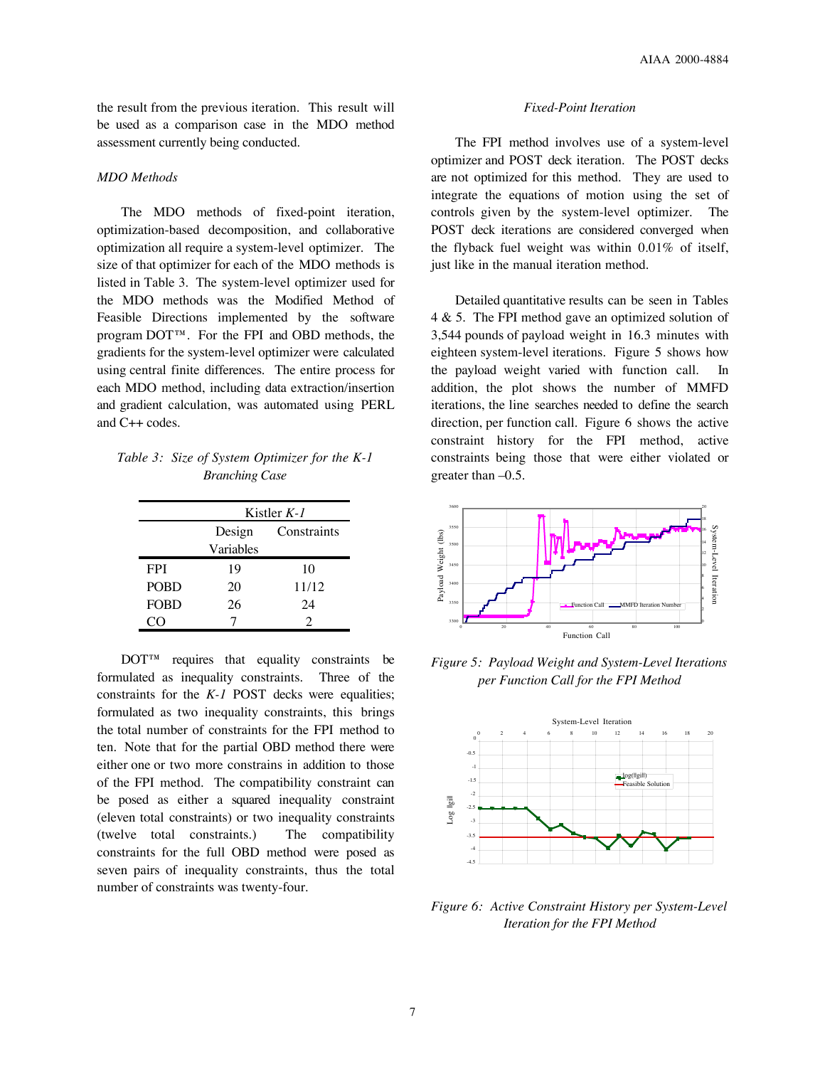the result from the previous iteration. This result will be used as a comparison case in the MDO method assessment currently being conducted.

*MDO Methods*

The MDO methods of fixed-point iteration, optimization-based decomposition, and collaborative optimization all require a system-level optimizer. The size of that optimizer for each of the MDO methods is listed in Table 3. The system-level optimizer used for the MDO methods was the Modified Method of Feasible Directions implemented by the software program DOT™. For the FPI and OBD methods, the gradients for the system-level optimizer were calculated using central finite differences. The entire process for each MDO method, including data extraction/insertion and gradient calculation, was automated using PERL and C++ codes.

*Table 3: Size of System Optimizer for the K-1 Branching Case*

| | Kistler *K-1* | |
|---|---|---|
| | Design Variables | Constraints |
| FPI | 19 | 10 |
| POBD | 20 | 11/12 |
| FOBD | 26 | 24 |
| CO | 7 | 2 |

DOT™ requires that equality constraints be formulated as inequality constraints. Three of the constraints for the *K-1* POST decks were equalities; formulated as two inequality constraints, this brings the total number of constraints for the FPI method to ten. Note that for the partial OBD method there were either one or two more constrains in addition to those of the FPI method. The compatibility constraint can be posed as either a squared inequality constraint (eleven total constraints) or two inequality constraints (twelve total constraints.) The compatibility constraints for the full OBD method were posed as seven pairs of inequality constraints, thus the total number of constraints was twenty-four.

*Fixed-Point Iteration*

The FPI method involves use of a system-level optimizer and POST deck iteration. The POST decks are not optimized for this method. They are used to integrate the equations of motion using the set of controls given by the system-level optimizer. The POST deck iterations are considered converged when the flyback fuel weight was within 0.01% of itself, just like in the manual iteration method.

Detailed quantitative results can be seen in Tables 4 & 5. The FPI method gave an optimized solution of 3,544 pounds of payload weight in 16.3 minutes with eighteen system-level iterations. Figure 5 shows how the payload weight varied with function call. In addition, the plot shows the number of MMFD iterations, the line searches needed to define the search direction, per function call. Figure 6 shows the active constraint history for the FPI method, active constraints being those that were either violated or greater than –0.5.

*Figure 5: Payload Weight and System-Level Iterations per Function Call for the FPI Method*

*Figure 6: Active Constraint History per System-Level Iteration for the FPI Method*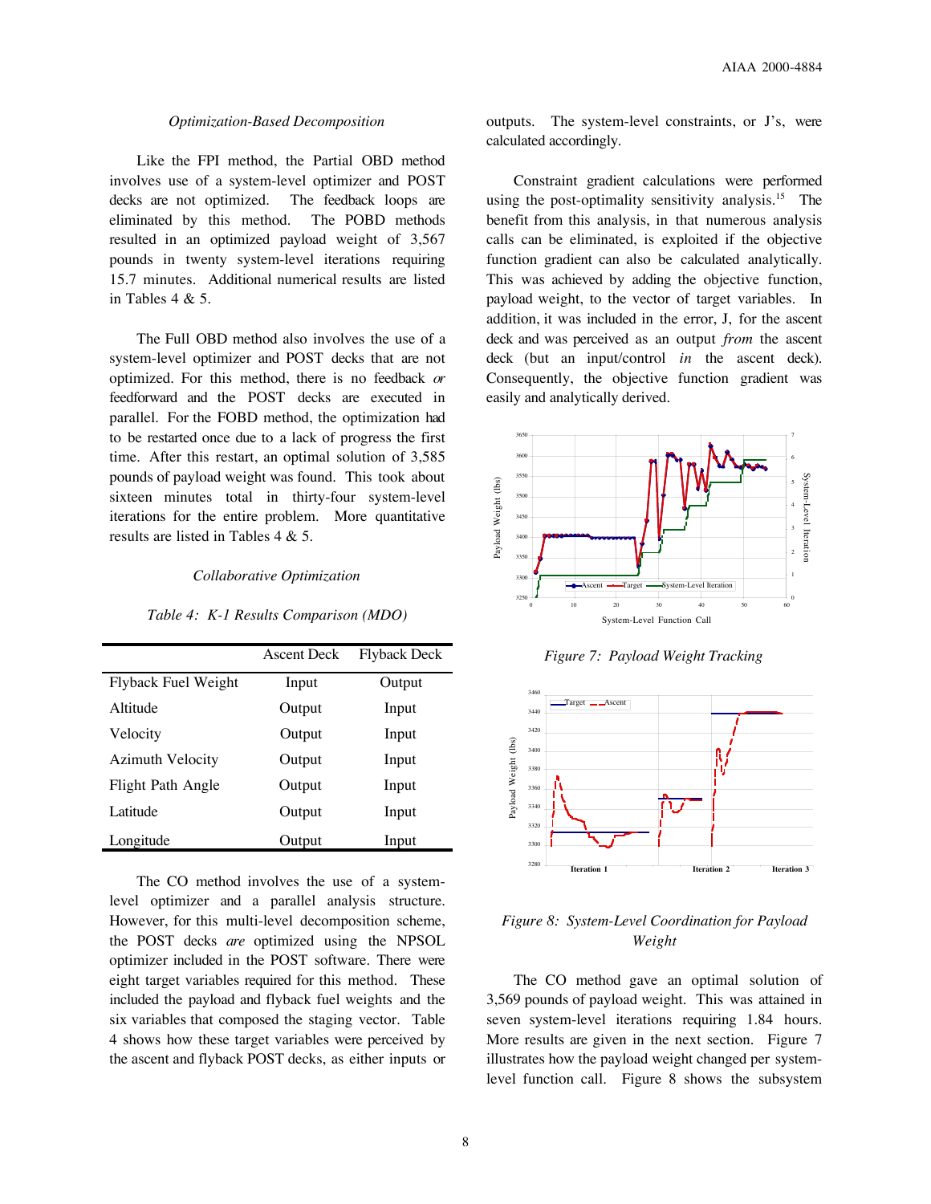### *Optimization-Based Decomposition*

Like the FPI method, the Partial OBD method involves use of a system-level optimizer and POST decks are not optimized. The feedback loops are eliminated by this method. The POBD methods resulted in an optimized payload weight of 3,567 pounds in twenty system-level iterations requiring 15.7 minutes. Additional numerical results are listed in Tables 4 & 5.

The Full OBD method also involves the use of a system-level optimizer and POST decks that are not optimized. For this method, there is no feedback *or* feedforward and the POST decks are executed in parallel. For the FOBD method, the optimization had to be restarted once due to a lack of progress the first time. After this restart, an optimal solution of 3,585 pounds of payload weight was found. This took about sixteen minutes total in thirty-four system-level iterations for the entire problem. More quantitative results are listed in Tables 4 & 5.

### *Collaborative Optimization*

*Table 4: K-1 Results Comparison (MDO)*

| | Ascent Deck | Flyback Deck |
|---|---|---|
| Flyback Fuel Weight | Input | Output |
| Altitude | Output | Input |
| Velocity | Output | Input |
| Azimuth Velocity | Output | Input |
| Flight Path Angle | Output | Input |
| Latitude | Output | Input |
| Longitude | Output | Input |

The CO method involves the use of a system-level optimizer and a parallel analysis structure. However, for this multi-level decomposition scheme, the POST decks *are* optimized using the NPSOL optimizer included in the POST software. There were eight target variables required for this method. These included the payload and flyback fuel weights and the six variables that composed the staging vector. Table 4 shows how these target variables were perceived by the ascent and flyback POST decks, as either inputs or outputs. The system-level constraints, or J's, were calculated accordingly.

Constraint gradient calculations were performed using the post-optimality sensitivity analysis.[15] The benefit from this analysis, in that numerous analysis calls can be eliminated, is exploited if the objective function gradient can also be calculated analytically. This was achieved by adding the objective function, payload weight, to the vector of target variables. In addition, it was included in the error, J, for the ascent deck and was perceived as an output *from* the ascent deck (but an input/control *in* the ascent deck). Consequently, the objective function gradient was easily and analytically derived.

*Figure 7: Payload Weight Tracking*

*Figure 8: System-Level Coordination for Payload Weight*

The CO method gave an optimal solution of 3,569 pounds of payload weight. This was attained in seven system-level iterations requiring 1.84 hours. More results are given in the next section. Figure 7 illustrates how the payload weight changed per system-level function call. Figure 8 shows the subsystem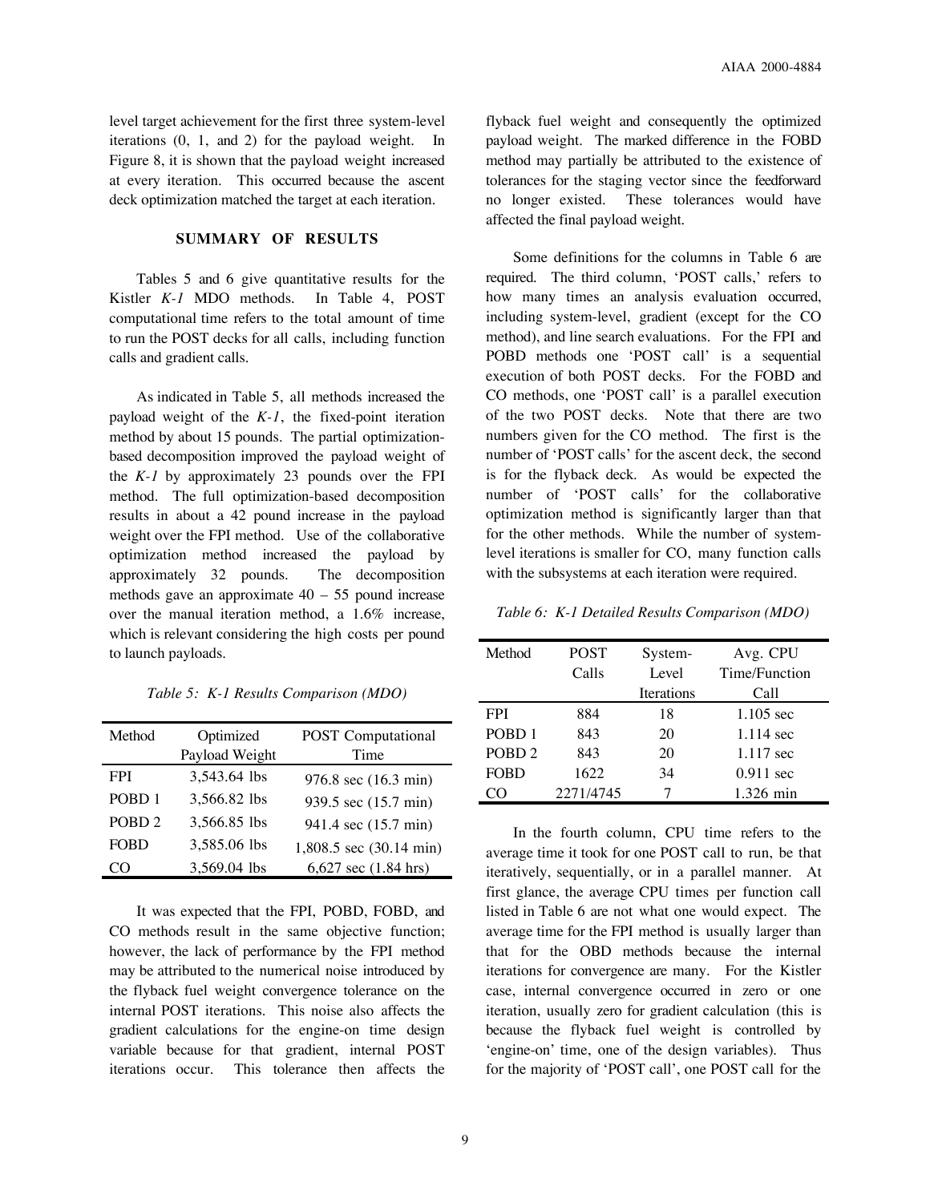level target achievement for the first three system-level iterations (0, 1, and 2) for the payload weight. In Figure 8, it is shown that the payload weight increased at every iteration. This occurred because the ascent deck optimization matched the target at each iteration.

## SUMMARY OF RESULTS

Tables 5 and 6 give quantitative results for the Kistler *K-1* MDO methods. In Table 4, POST computational time refers to the total amount of time to run the POST decks for all calls, including function calls and gradient calls.

As indicated in Table 5, all methods increased the payload weight of the *K-1*, the fixed-point iteration method by about 15 pounds. The partial optimization-based decomposition improved the payload weight of the *K-1* by approximately 23 pounds over the FPI method. The full optimization-based decomposition results in about a 42 pound increase in the payload weight over the FPI method. Use of the collaborative optimization method increased the payload by approximately 32 pounds. The decomposition methods gave an approximate 40 – 55 pound increase over the manual iteration method, a 1.6% increase, which is relevant considering the high costs per pound to launch payloads.

*Table 5: K-1 Results Comparison (MDO)*

| Method | Optimized Payload Weight | POST Computational Time |
|---|---|---|
| FPI | 3,543.64 lbs | 976.8 sec (16.3 min) |
| POBD 1 | 3,566.82 lbs | 939.5 sec (15.7 min) |
| POBD 2 | 3,566.85 lbs | 941.4 sec (15.7 min) |
| FOBD | 3,585.06 lbs | 1,808.5 sec (30.14 min) |
| CO | 3,569.04 lbs | 6,627 sec (1.84 hrs) |

It was expected that the FPI, POBD, FOBD, and CO methods result in the same objective function; however, the lack of performance by the FPI method may be attributed to the numerical noise introduced by the flyback fuel weight convergence tolerance on the internal POST iterations. This noise also affects the gradient calculations for the engine-on time design variable because for that gradient, internal POST iterations occur. This tolerance then affects the flyback fuel weight and consequently the optimized payload weight. The marked difference in the FOBD method may partially be attributed to the existence of tolerances for the staging vector since the feedforward no longer existed. These tolerances would have affected the final payload weight.

Some definitions for the columns in Table 6 are required. The third column, 'POST calls,' refers to how many times an analysis evaluation occurred, including system-level, gradient (except for the CO method), and line search evaluations. For the FPI and POBD methods one 'POST call' is a sequential execution of both POST decks. For the FOBD and CO methods, one 'POST call' is a parallel execution of the two POST decks. Note that there are two numbers given for the CO method. The first is the number of 'POST calls' for the ascent deck, the second is for the flyback deck. As would be expected the number of 'POST calls' for the collaborative optimization method is significantly larger than that for the other methods. While the number of system-level iterations is smaller for CO, many function calls with the subsystems at each iteration were required.

*Table 6: K-1 Detailed Results Comparison (MDO)*

| Method | POST Calls | System-Level Iterations | Avg. CPU Time/Function Call |
|---|---|---|---|
| FPI | 884 | 18 | 1.105 sec |
| POBD 1 | 843 | 20 | 1.114 sec |
| POBD 2 | 843 | 20 | 1.117 sec |
| FOBD | 1622 | 34 | 0.911 sec |
| CO | 2271/4745 | 7 | 1.326 min |

In the fourth column, CPU time refers to the average time it took for one POST call to run, be that iteratively, sequentially, or in a parallel manner. At first glance, the average CPU times per function call listed in Table 6 are not what one would expect. The average time for the FPI method is usually larger than that for the OBD methods because the internal iterations for convergence are many. For the Kistler case, internal convergence occurred in zero or one iteration, usually zero for gradient calculation (this is because the flyback fuel weight is controlled by 'engine-on' time, one of the design variables). Thus for the majority of 'POST call', one POST call for the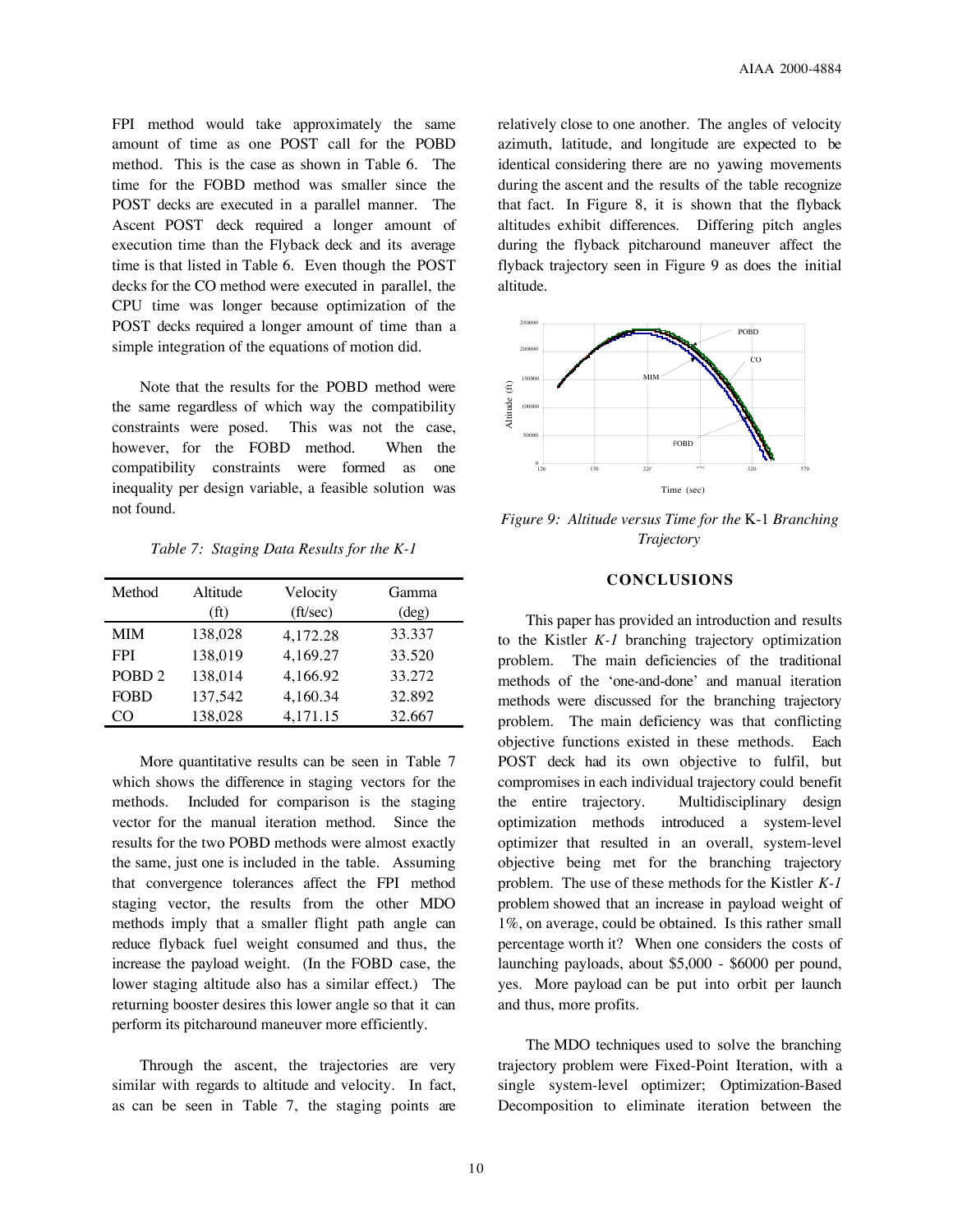FPI method would take approximately the same amount of time as one POST call for the POBD method. This is the case as shown in Table 6. The time for the FOBD method was smaller since the POST decks are executed in a parallel manner. The Ascent POST deck required a longer amount of execution time than the Flyback deck and its average time is that listed in Table 6. Even though the POST decks for the CO method were executed in parallel, the CPU time was longer because optimization of the POST decks required a longer amount of time than a simple integration of the equations of motion did.

Note that the results for the POBD method were the same regardless of which way the compatibility constraints were posed. This was not the case, however, for the FOBD method. When the compatibility constraints were formed as one inequality per design variable, a feasible solution was not found.

*Table 7: Staging Data Results for the K-1*

| Method | Altitude (ft) | Velocity (ft/sec) | Gamma (deg) |
|---|---|---|---|
| MIM | 138,028 | 4,172.28 | 33.337 |
| FPI | 138,019 | 4,169.27 | 33.520 |
| POBD 2 | 138,014 | 4,166.92 | 33.272 |
| FOBD | 137,542 | 4,160.34 | 32.892 |
| CO | 138,028 | 4,171.15 | 32.667 |

More quantitative results can be seen in Table 7 which shows the difference in staging vectors for the methods. Included for comparison is the staging vector for the manual iteration method. Since the results for the two POBD methods were almost exactly the same, just one is included in the table. Assuming that convergence tolerances affect the FPI method staging vector, the results from the other MDO methods imply that a smaller flight path angle can reduce flyback fuel weight consumed and thus, the increase the payload weight. (In the FOBD case, the lower staging altitude also has a similar effect.) The returning booster desires this lower angle so that it can perform its pitcharound maneuver more efficiently.

Through the ascent, the trajectories are very similar with regards to altitude and velocity. In fact, as can be seen in Table 7, the staging points are relatively close to one another. The angles of velocity azimuth, latitude, and longitude are expected to be identical considering there are no yawing movements during the ascent and the results of the table recognize that fact. In Figure 8, it is shown that the flyback altitudes exhibit differences. Differing pitch angles during the flyback pitcharound maneuver affect the flyback trajectory seen in Figure 9 as does the initial altitude.

*Figure 9: Altitude versus Time for the* K-1 *Branching Trajectory*

## CONCLUSIONS

This paper has provided an introduction and results to the Kistler *K-1* branching trajectory optimization problem. The main deficiencies of the traditional methods of the 'one-and-done' and manual iteration methods were discussed for the branching trajectory problem. The main deficiency was that conflicting objective functions existed in these methods. Each POST deck had its own objective to fulfil, but compromises in each individual trajectory could benefit the entire trajectory. Multidisciplinary design optimization methods introduced a system-level optimizer that resulted in an overall, system-level objective being met for the branching trajectory problem. The use of these methods for the Kistler *K-1* problem showed that an increase in payload weight of 1%, on average, could be obtained. Is this rather small percentage worth it? When one considers the costs of launching payloads, about \$5,000 - \$6000 per pound, yes. More payload can be put into orbit per launch and thus, more profits.

The MDO techniques used to solve the branching trajectory problem were Fixed-Point Iteration, with a single system-level optimizer; Optimization-Based Decomposition to eliminate iteration between the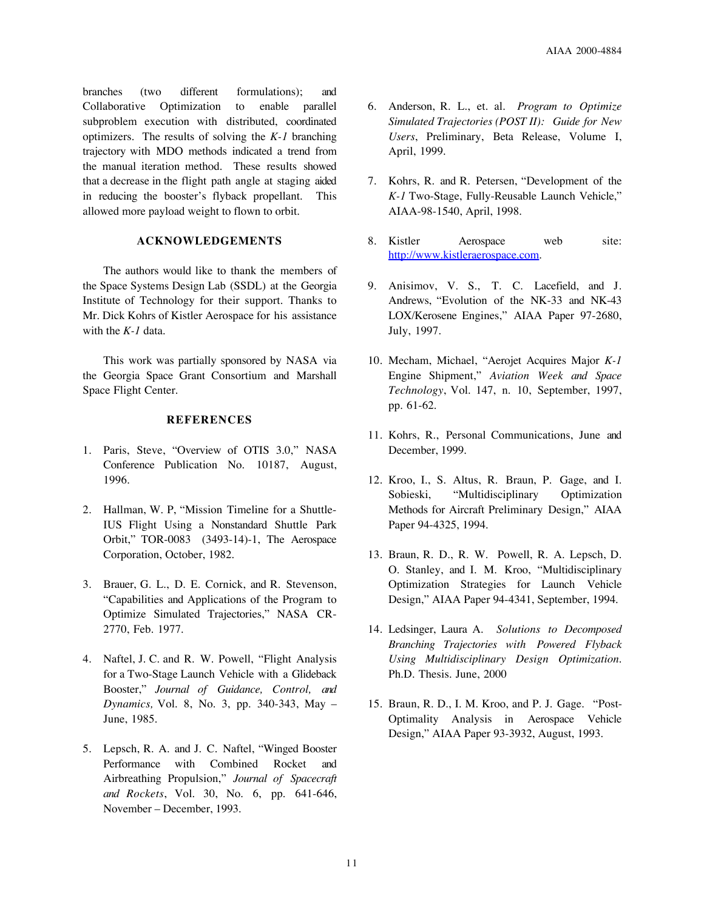branches (two different formulations); and Collaborative Optimization to enable parallel subproblem execution with distributed, coordinated optimizers. The results of solving the *K-1* branching trajectory with MDO methods indicated a trend from the manual iteration method. These results showed that a decrease in the flight path angle at staging aided in reducing the booster's flyback propellant. This allowed more payload weight to flown to orbit.

## ACKNOWLEDGEMENTS

The authors would like to thank the members of the Space Systems Design Lab (SSDL) at the Georgia Institute of Technology for their support. Thanks to Mr. Dick Kohrs of Kistler Aerospace for his assistance with the *K-1* data.

This work was partially sponsored by NASA via the Georgia Space Grant Consortium and Marshall Space Flight Center.

## REFERENCES

1. Paris, Steve, "Overview of OTIS 3.0," NASA Conference Publication No. 10187, August, 1996.

2. Hallman, W. P, "Mission Timeline for a Shuttle-IUS Flight Using a Nonstandard Shuttle Park Orbit," TOR-0083 (3493-14)-1, The Aerospace Corporation, October, 1982.

3. Brauer, G. L., D. E. Cornick, and R. Stevenson, "Capabilities and Applications of the Program to Optimize Simulated Trajectories," NASA CR-2770, Feb. 1977.

4. Naftel, J. C. and R. W. Powell, "Flight Analysis for a Two-Stage Launch Vehicle with a Glideback Booster," *Journal of Guidance, Control, and Dynamics,* Vol. 8, No. 3, pp. 340-343, May – June, 1985.

5. Lepsch, R. A. and J. C. Naftel, "Winged Booster Performance with Combined Rocket and Airbreathing Propulsion," *Journal of Spacecraft and Rockets*, Vol. 30, No. 6, pp. 641-646, November – December, 1993.

6. Anderson, R. L., et. al. *Program to Optimize Simulated Trajectories (POST II): Guide for New Users*, Preliminary, Beta Release, Volume I, April, 1999.

7. Kohrs, R. and R. Petersen, "Development of the *K-1* Two-Stage, Fully-Reusable Launch Vehicle," AIAA-98-1540, April, 1998.

8. Kistler Aerospace web site: http://www.kistleraerospace.com.

9. Anisimov, V. S., T. C. Lacefield, and J. Andrews, "Evolution of the NK-33 and NK-43 LOX/Kerosene Engines," AIAA Paper 97-2680, July, 1997.

10. Mecham, Michael, "Aerojet Acquires Major *K-1* Engine Shipment," *Aviation Week and Space Technology*, Vol. 147, n. 10, September, 1997, pp. 61-62.

11. Kohrs, R., Personal Communications, June and December, 1999.

12. Kroo, I., S. Altus, R. Braun, P. Gage, and I. Sobieski, "Multidisciplinary Optimization Methods for Aircraft Preliminary Design," AIAA Paper 94-4325, 1994.

13. Braun, R. D., R. W. Powell, R. A. Lepsch, D. O. Stanley, and I. M. Kroo, "Multidisciplinary Optimization Strategies for Launch Vehicle Design," AIAA Paper 94-4341, September, 1994.

14. Ledsinger, Laura A. *Solutions to Decomposed Branching Trajectories with Powered Flyback Using Multidisciplinary Design Optimization.* Ph.D. Thesis. June, 2000

15. Braun, R. D., I. M. Kroo, and P. J. Gage. "Post-Optimality Analysis in Aerospace Vehicle Design," AIAA Paper 93-3932, August, 1993.